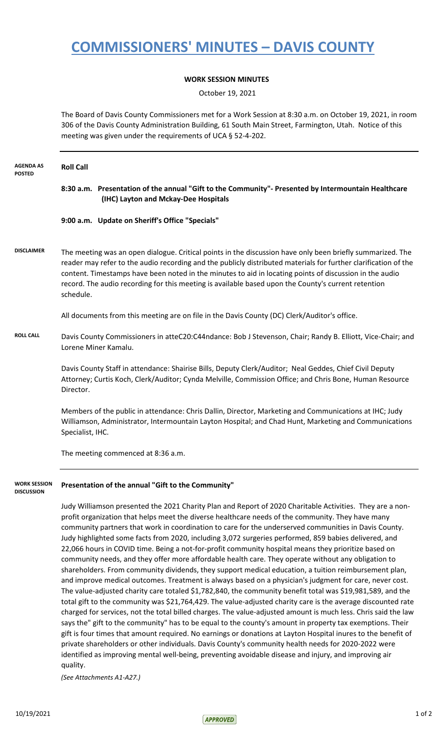# COMMISSIONERS' MINUTES – DAVIS COUNTY

**WORK SESSION MINUTES**

October 19, 2021

The Board of Davis County Commissioners met for a Work Session at 8:30 a.m. on October 19, 2021, in room 306 of the Davis County Administration Building, 61 South Main Street, Farmington, Utah. Notice of this meeting was given under the requirements of UCA § 52-4-202.

---

**AGENDA AS POSTED**

**Roll Call**

**8:30 a.m. Presentation of the annual "Gift to the Community"- Presented by Intermountain Healthcare (IHC) Layton and Mckay-Dee Hospitals**

**9:00 a.m. Update on Sheriff's Office "Specials"**

**DISCLAIMER**

The meeting was an open dialogue. Critical points in the discussion have only been briefly summarized. The reader may refer to the audio recording and the publicly distributed materials for further clarification of the content. Timestamps have been noted in the minutes to aid in locating points of discussion in the audio record. The audio recording for this meeting is available based upon the County's current retention schedule.

All documents from this meeting are on file in the Davis County (DC) Clerk/Auditor's office.

**ROLL CALL**

Davis County Commissioners in atteC20:C44ndance: Bob J Stevenson, Chair; Randy B. Elliott, Vice-Chair; and Lorene Miner Kamalu.

Davis County Staff in attendance: Shairise Bills, Deputy Clerk/Auditor; Neal Geddes, Chief Civil Deputy Attorney; Curtis Koch, Clerk/Auditor; Cynda Melville, Commission Office; and Chris Bone, Human Resource Director.

Members of the public in attendance: Chris Dallin, Director, Marketing and Communications at IHC; Judy Williamson, Administrator, Intermountain Layton Hospital; and Chad Hunt, Marketing and Communications Specialist, IHC.

The meeting commenced at 8:36 a.m.

---

**WORK SESSION DISCUSSION**

**Presentation of the annual "Gift to the Community"**

Judy Williamson presented the 2021 Charity Plan and Report of 2020 Charitable Activities. They are a non-profit organization that helps meet the diverse healthcare needs of the community. They have many community partners that work in coordination to care for the underserved communities in Davis County. Judy highlighted some facts from 2020, including 3,072 surgeries performed, 859 babies delivered, and 22,066 hours in COVID time. Being a not-for-profit community hospital means they prioritize based on community needs, and they offer more affordable health care. They operate without any obligation to shareholders. From community dividends, they support medical education, a tuition reimbursement plan, and improve medical outcomes. Treatment is always based on a physician's judgment for care, never cost. The value-adjusted charity care totaled $1,782,840, the community benefit total was $19,981,589, and the total gift to the community was $21,764,429. The value-adjusted charity care is the average discounted rate charged for services, not the total billed charges. The value-adjusted amount is much less. Chris said the law says the" gift to the community" has to be equal to the county's amount in property tax exemptions. Their gift is four times that amount required. No earnings or donations at Layton Hospital inures to the benefit of private shareholders or other individuals. Davis County's community health needs for 2020-2022 were identified as improving mental well-being, preventing avoidable disease and injury, and improving air quality.

*(See Attachments A1-A27.)*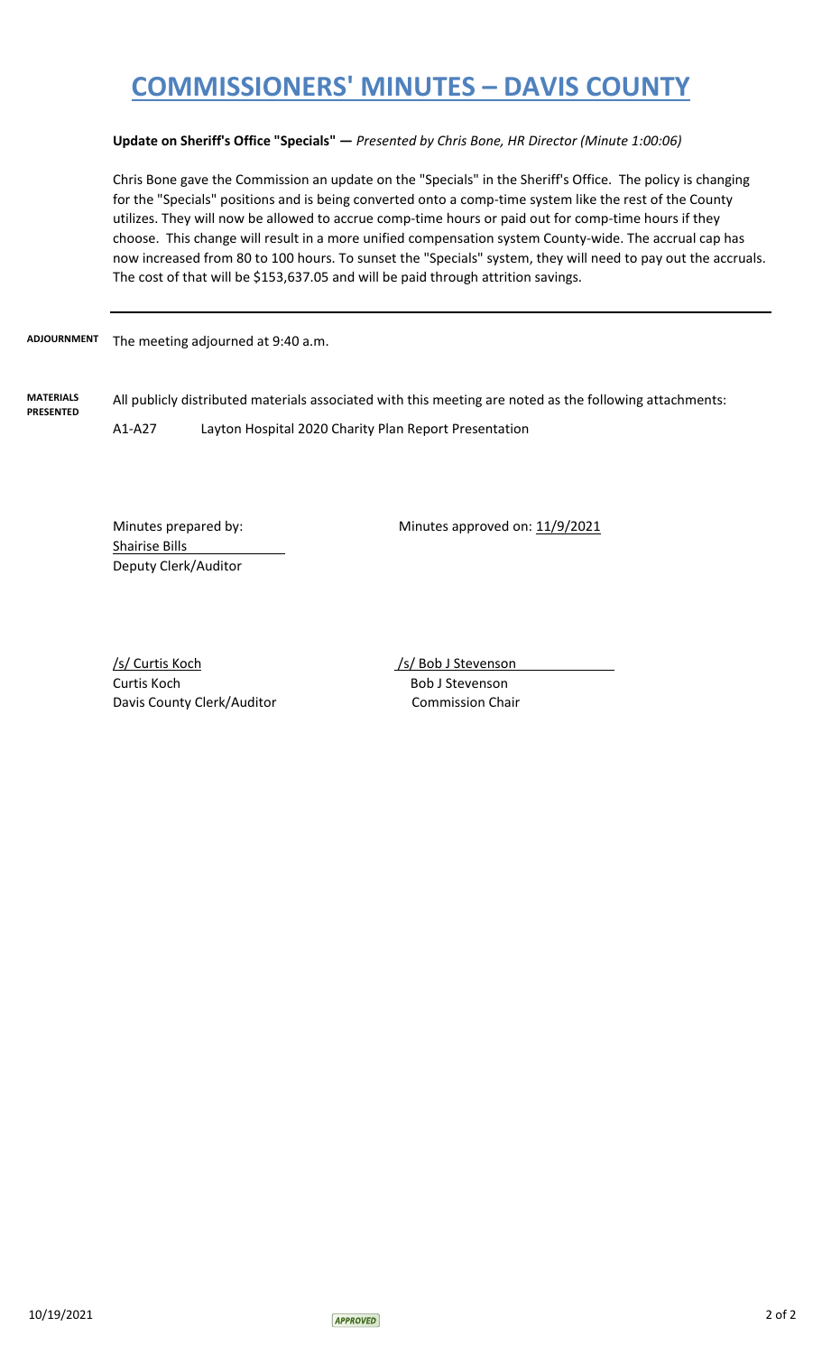# COMMISSIONERS' MINUTES – DAVIS COUNTY

**Update on Sheriff's Office "Specials" —** *Presented by Chris Bone, HR Director (Minute 1:00:06)*

Chris Bone gave the Commission an update on the "Specials" in the Sheriff's Office. The policy is changing for the "Specials" positions and is being converted onto a comp-time system like the rest of the County utilizes. They will now be allowed to accrue comp-time hours or paid out for comp-time hours if they choose. This change will result in a more unified compensation system County-wide. The accrual cap has now increased from 80 to 100 hours. To sunset the "Specials" system, they will need to pay out the accruals. The cost of that will be $153,637.05 and will be paid through attrition savings.

---

**ADJOURNMENT** The meeting adjourned at 9:40 a.m.

**MATERIALS PRESENTED** All publicly distributed materials associated with this meeting are noted as the following attachments:

A1-A27 Layton Hospital 2020 Charity Plan Report Presentation

Minutes prepared by:
Shairise Bills
Deputy Clerk/Auditor

Minutes approved on: 11/9/2021

/s/ Curtis Koch
Curtis Koch
Davis County Clerk/Auditor

/s/ Bob J Stevenson
Bob J Stevenson
Commission Chair

10/19/2021 APPROVED